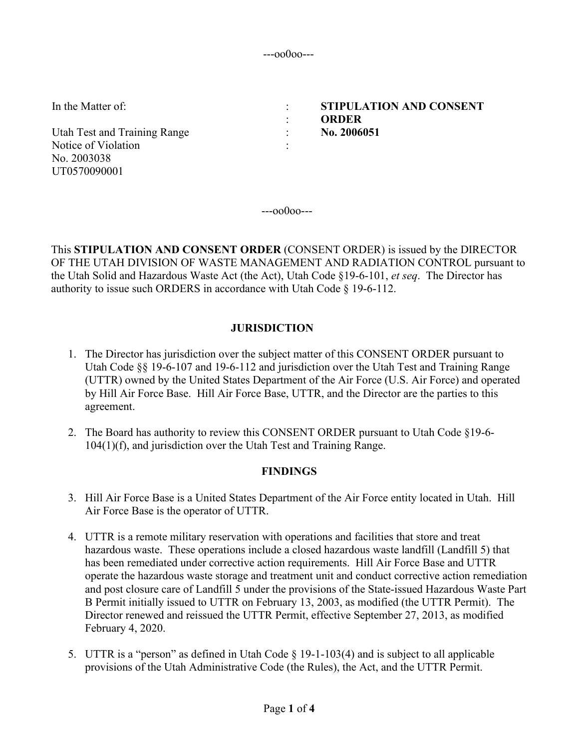---oo0oo---

| In the Matter of: | : | **STIPULATION AND CONSENT** |
|---|---|---|
| | : | **ORDER** |
| Utah Test and Training Range | : | **No. 2006051** |
| Notice of Violation | : | |
| No. 2003038 | | |
| UT0570090001 | | |

---oo0oo---

This **STIPULATION AND CONSENT ORDER** (CONSENT ORDER) is issued by the DIRECTOR OF THE UTAH DIVISION OF WASTE MANAGEMENT AND RADIATION CONTROL pursuant to the Utah Solid and Hazardous Waste Act (the Act), Utah Code §19-6-101, *et seq*. The Director has authority to issue such ORDERS in accordance with Utah Code § 19-6-112.

## JURISDICTION

1. The Director has jurisdiction over the subject matter of this CONSENT ORDER pursuant to Utah Code §§ 19-6-107 and 19-6-112 and jurisdiction over the Utah Test and Training Range (UTTR) owned by the United States Department of the Air Force (U.S. Air Force) and operated by Hill Air Force Base. Hill Air Force Base, UTTR, and the Director are the parties to this agreement.

2. The Board has authority to review this CONSENT ORDER pursuant to Utah Code §19-6-104(1)(f), and jurisdiction over the Utah Test and Training Range.

## FINDINGS

3. Hill Air Force Base is a United States Department of the Air Force entity located in Utah. Hill Air Force Base is the operator of UTTR.

4. UTTR is a remote military reservation with operations and facilities that store and treat hazardous waste. These operations include a closed hazardous waste landfill (Landfill 5) that has been remediated under corrective action requirements. Hill Air Force Base and UTTR operate the hazardous waste storage and treatment unit and conduct corrective action remediation and post closure care of Landfill 5 under the provisions of the State-issued Hazardous Waste Part B Permit initially issued to UTTR on February 13, 2003, as modified (the UTTR Permit). The Director renewed and reissued the UTTR Permit, effective September 27, 2013, as modified February 4, 2020.

5. UTTR is a "person" as defined in Utah Code § 19-1-103(4) and is subject to all applicable provisions of the Utah Administrative Code (the Rules), the Act, and the UTTR Permit.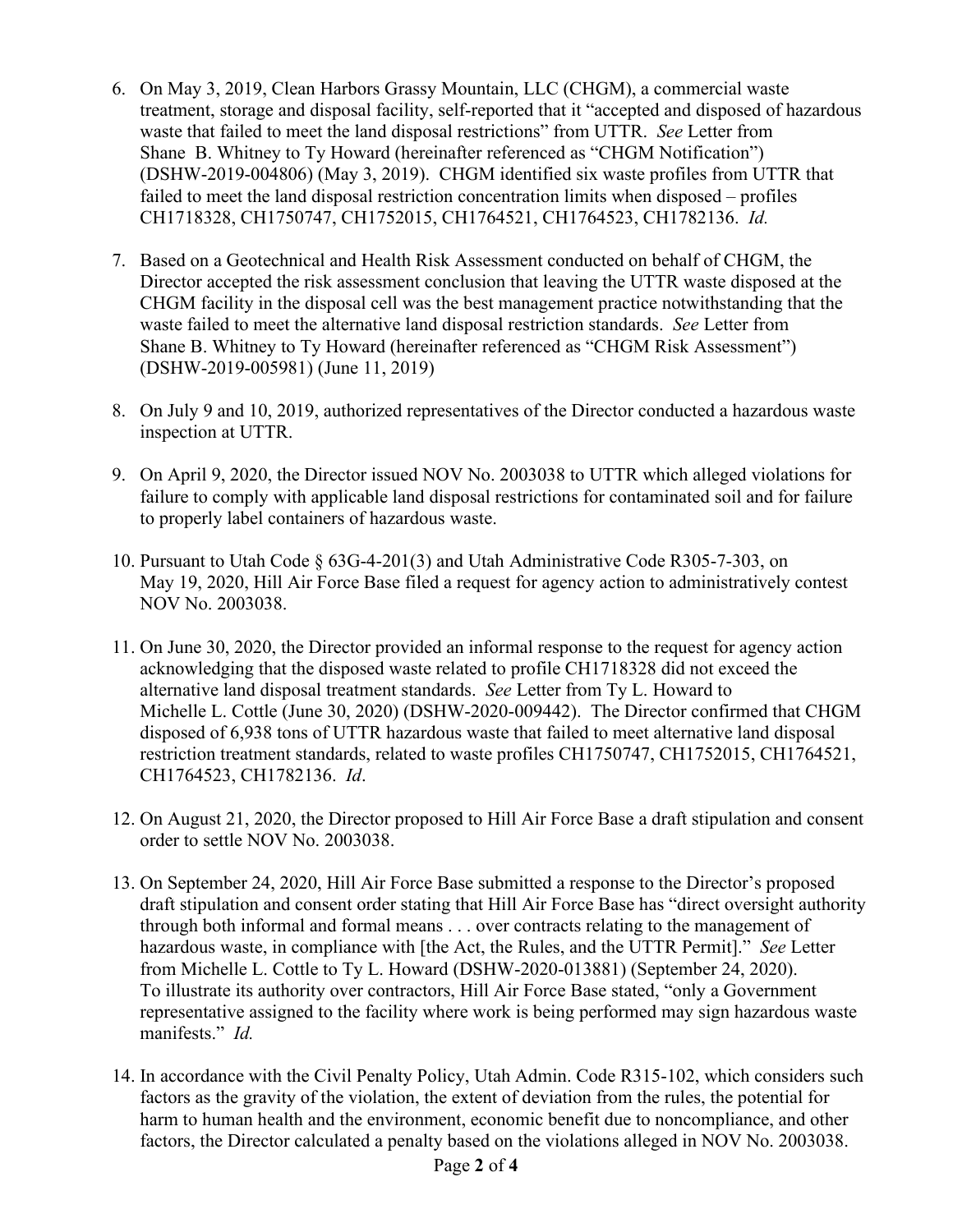6. On May 3, 2019, Clean Harbors Grassy Mountain, LLC (CHGM), a commercial waste treatment, storage and disposal facility, self-reported that it "accepted and disposed of hazardous waste that failed to meet the land disposal restrictions" from UTTR. *See* Letter from Shane B. Whitney to Ty Howard (hereinafter referenced as "CHGM Notification") (DSHW-2019-004806) (May 3, 2019). CHGM identified six waste profiles from UTTR that failed to meet the land disposal restriction concentration limits when disposed – profiles CH1718328, CH1750747, CH1752015, CH1764521, CH1764523, CH1782136. *Id.*

7. Based on a Geotechnical and Health Risk Assessment conducted on behalf of CHGM, the Director accepted the risk assessment conclusion that leaving the UTTR waste disposed at the CHGM facility in the disposal cell was the best management practice notwithstanding that the waste failed to meet the alternative land disposal restriction standards. *See* Letter from Shane B. Whitney to Ty Howard (hereinafter referenced as "CHGM Risk Assessment") (DSHW-2019-005981) (June 11, 2019)

8. On July 9 and 10, 2019, authorized representatives of the Director conducted a hazardous waste inspection at UTTR.

9. On April 9, 2020, the Director issued NOV No. 2003038 to UTTR which alleged violations for failure to comply with applicable land disposal restrictions for contaminated soil and for failure to properly label containers of hazardous waste.

10. Pursuant to Utah Code § 63G-4-201(3) and Utah Administrative Code R305-7-303, on May 19, 2020, Hill Air Force Base filed a request for agency action to administratively contest NOV No. 2003038.

11. On June 30, 2020, the Director provided an informal response to the request for agency action acknowledging that the disposed waste related to profile CH1718328 did not exceed the alternative land disposal treatment standards. *See* Letter from Ty L. Howard to Michelle L. Cottle (June 30, 2020) (DSHW-2020-009442). The Director confirmed that CHGM disposed of 6,938 tons of UTTR hazardous waste that failed to meet alternative land disposal restriction treatment standards, related to waste profiles CH1750747, CH1752015, CH1764521, CH1764523, CH1782136. *Id*.

12. On August 21, 2020, the Director proposed to Hill Air Force Base a draft stipulation and consent order to settle NOV No. 2003038.

13. On September 24, 2020, Hill Air Force Base submitted a response to the Director's proposed draft stipulation and consent order stating that Hill Air Force Base has "direct oversight authority through both informal and formal means . . . over contracts relating to the management of hazardous waste, in compliance with [the Act, the Rules, and the UTTR Permit]." *See* Letter from Michelle L. Cottle to Ty L. Howard (DSHW-2020-013881) (September 24, 2020). To illustrate its authority over contractors, Hill Air Force Base stated, "only a Government representative assigned to the facility where work is being performed may sign hazardous waste manifests." *Id.*

14. In accordance with the Civil Penalty Policy, Utah Admin. Code R315-102, which considers such factors as the gravity of the violation, the extent of deviation from the rules, the potential for harm to human health and the environment, economic benefit due to noncompliance, and other factors, the Director calculated a penalty based on the violations alleged in NOV No. 2003038.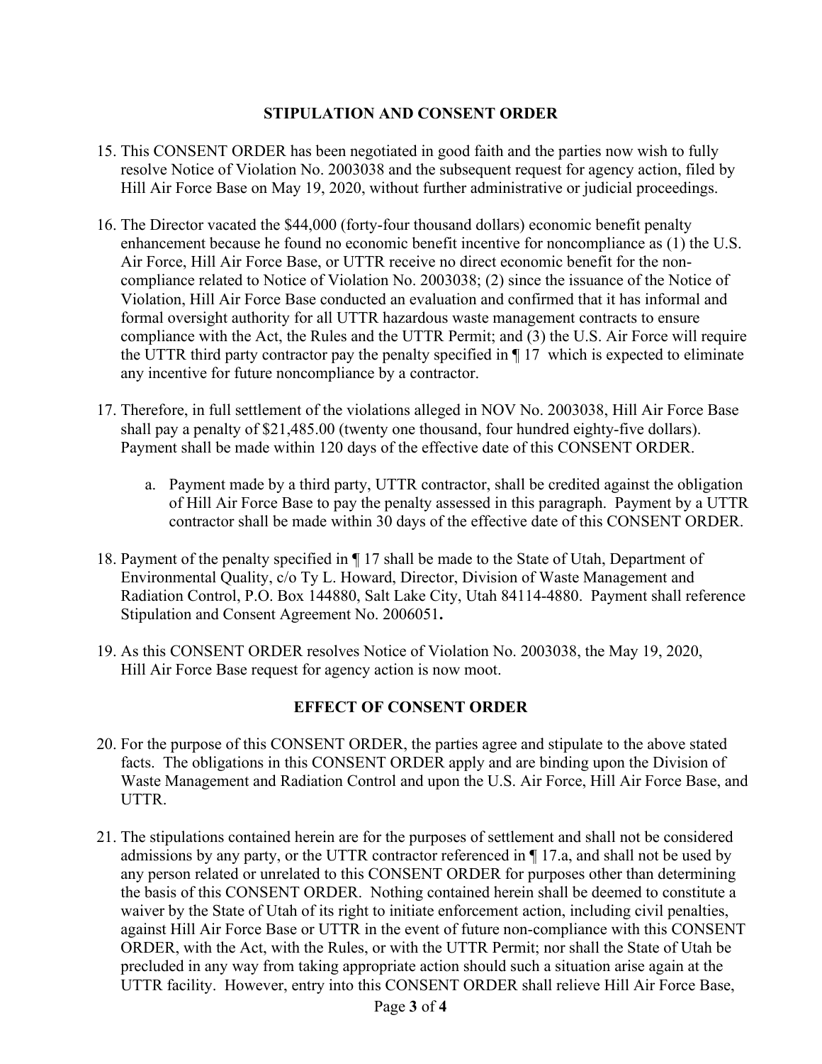## STIPULATION AND CONSENT ORDER

15. This CONSENT ORDER has been negotiated in good faith and the parties now wish to fully resolve Notice of Violation No. 2003038 and the subsequent request for agency action, filed by Hill Air Force Base on May 19, 2020, without further administrative or judicial proceedings.

16. The Director vacated the $44,000 (forty-four thousand dollars) economic benefit penalty enhancement because he found no economic benefit incentive for noncompliance as (1) the U.S. Air Force, Hill Air Force Base, or UTTR receive no direct economic benefit for the non-compliance related to Notice of Violation No. 2003038; (2) since the issuance of the Notice of Violation, Hill Air Force Base conducted an evaluation and confirmed that it has informal and formal oversight authority for all UTTR hazardous waste management contracts to ensure compliance with the Act, the Rules and the UTTR Permit; and (3) the U.S. Air Force will require the UTTR third party contractor pay the penalty specified in ¶ 17 which is expected to eliminate any incentive for future noncompliance by a contractor.

17. Therefore, in full settlement of the violations alleged in NOV No. 2003038, Hill Air Force Base shall pay a penalty of $21,485.00 (twenty one thousand, four hundred eighty-five dollars). Payment shall be made within 120 days of the effective date of this CONSENT ORDER.

    a. Payment made by a third party, UTTR contractor, shall be credited against the obligation of Hill Air Force Base to pay the penalty assessed in this paragraph. Payment by a UTTR contractor shall be made within 30 days of the effective date of this CONSENT ORDER.

18. Payment of the penalty specified in ¶ 17 shall be made to the State of Utah, Department of Environmental Quality, c/o Ty L. Howard, Director, Division of Waste Management and Radiation Control, P.O. Box 144880, Salt Lake City, Utah 84114-4880. Payment shall reference Stipulation and Consent Agreement No. 2006051**.**

19. As this CONSENT ORDER resolves Notice of Violation No. 2003038, the May 19, 2020, Hill Air Force Base request for agency action is now moot.

## EFFECT OF CONSENT ORDER

20. For the purpose of this CONSENT ORDER, the parties agree and stipulate to the above stated facts. The obligations in this CONSENT ORDER apply and are binding upon the Division of Waste Management and Radiation Control and upon the U.S. Air Force, Hill Air Force Base, and UTTR.

21. The stipulations contained herein are for the purposes of settlement and shall not be considered admissions by any party, or the UTTR contractor referenced in ¶ 17.a, and shall not be used by any person related or unrelated to this CONSENT ORDER for purposes other than determining the basis of this CONSENT ORDER. Nothing contained herein shall be deemed to constitute a waiver by the State of Utah of its right to initiate enforcement action, including civil penalties, against Hill Air Force Base or UTTR in the event of future non-compliance with this CONSENT ORDER, with the Act, with the Rules, or with the UTTR Permit; nor shall the State of Utah be precluded in any way from taking appropriate action should such a situation arise again at the UTTR facility. However, entry into this CONSENT ORDER shall relieve Hill Air Force Base,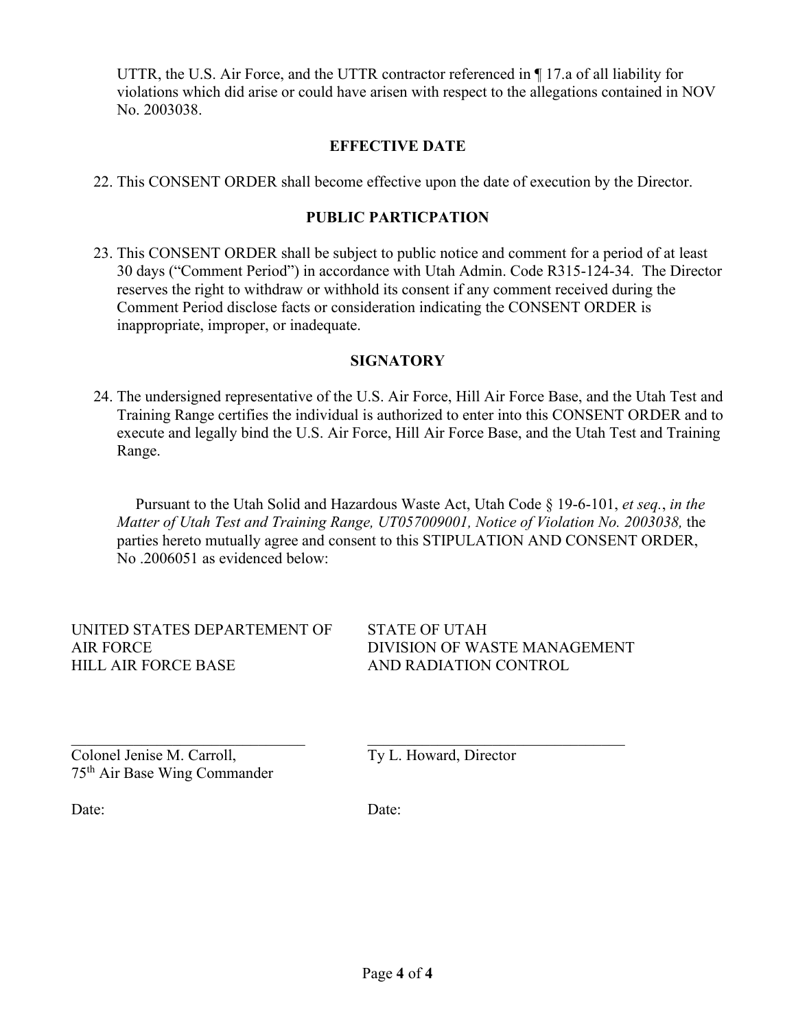UTTR, the U.S. Air Force, and the UTTR contractor referenced in ¶ 17.a of all liability for violations which did arise or could have arisen with respect to the allegations contained in NOV No. 2003038.

## EFFECTIVE DATE

22. This CONSENT ORDER shall become effective upon the date of execution by the Director.

## PUBLIC PARTICPATION

23. This CONSENT ORDER shall be subject to public notice and comment for a period of at least 30 days ("Comment Period") in accordance with Utah Admin. Code R315-124-34. The Director reserves the right to withdraw or withhold its consent if any comment received during the Comment Period disclose facts or consideration indicating the CONSENT ORDER is inappropriate, improper, or inadequate.

## SIGNATORY

24. The undersigned representative of the U.S. Air Force, Hill Air Force Base, and the Utah Test and Training Range certifies the individual is authorized to enter into this CONSENT ORDER and to execute and legally bind the U.S. Air Force, Hill Air Force Base, and the Utah Test and Training Range.

Pursuant to the Utah Solid and Hazardous Waste Act, Utah Code § 19-6-101, *et seq.*, *in the Matter of Utah Test and Training Range, UT057009001, Notice of Violation No. 2003038,* the parties hereto mutually agree and consent to this STIPULATION AND CONSENT ORDER, No .2006051 as evidenced below:

UNITED STATES DEPARTEMENT OF AIR FORCE
HILL AIR FORCE BASE

\_\_\_\_\_\_\_\_\_\_\_\_\_\_\_\_\_\_\_\_\_\_\_\_\_\_\_\_\_\_
Colonel Jenise M. Carroll,
75th Air Base Wing Commander

Date:

STATE OF UTAH
DIVISION OF WASTE MANAGEMENT AND RADIATION CONTROL

\_\_\_\_\_\_\_\_\_\_\_\_\_\_\_\_\_\_\_\_\_\_\_\_\_\_\_\_\_\_
Ty L. Howard, Director

Date: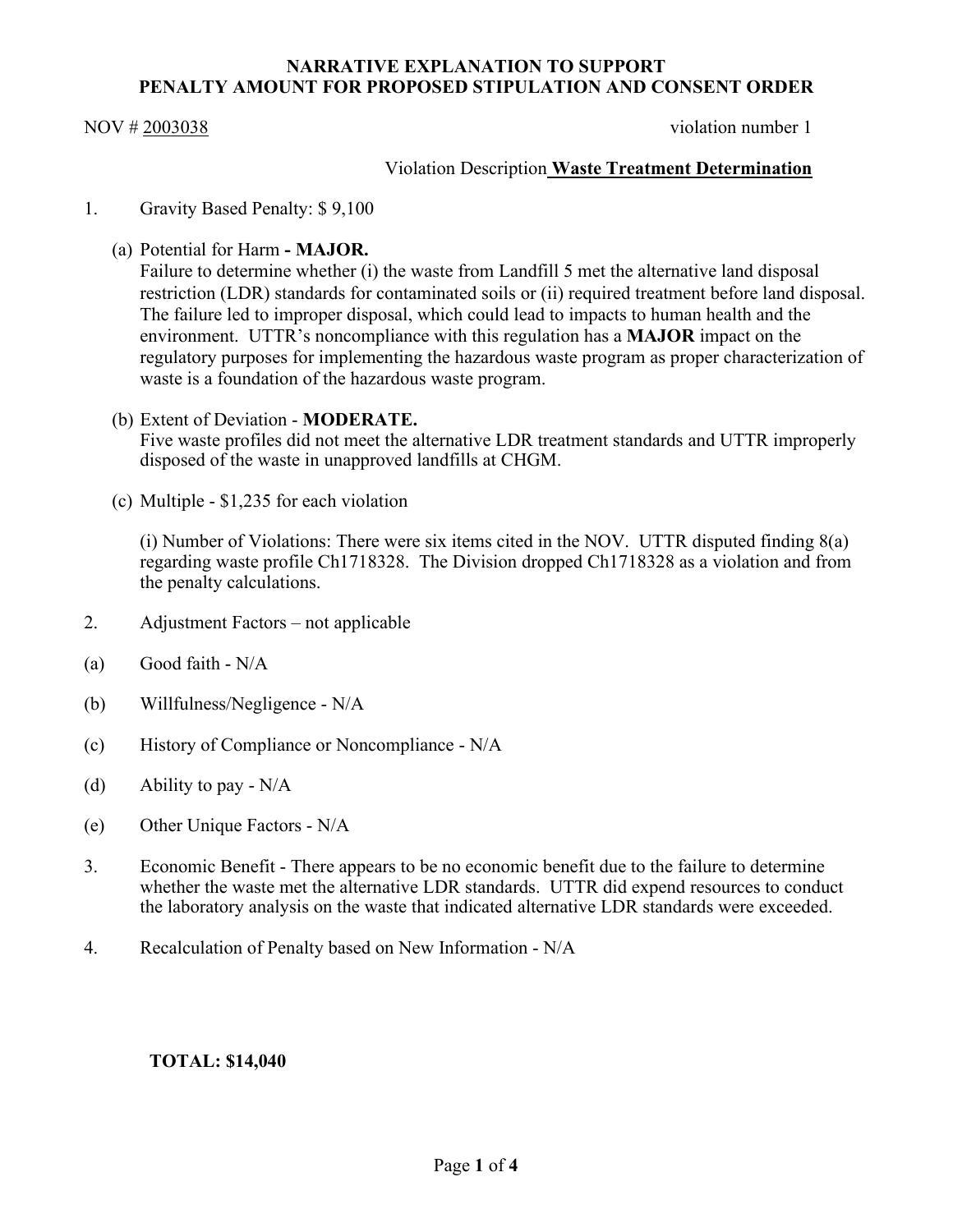**NARRATIVE EXPLANATION TO SUPPORT**
**PENALTY AMOUNT FOR PROPOSED STIPULATION AND CONSENT ORDER**

NOV # 2003038 violation number 1

Violation Description **Waste Treatment Determination**

1. Gravity Based Penalty: $ 9,100

   (a) Potential for Harm **- MAJOR.**
   Failure to determine whether (i) the waste from Landfill 5 met the alternative land disposal restriction (LDR) standards for contaminated soils or (ii) required treatment before land disposal. The failure led to improper disposal, which could lead to impacts to human health and the environment. UTTR's noncompliance with this regulation has a **MAJOR** impact on the regulatory purposes for implementing the hazardous waste program as proper characterization of waste is a foundation of the hazardous waste program.

   (b) Extent of Deviation - **MODERATE.**
   Five waste profiles did not meet the alternative LDR treatment standards and UTTR improperly disposed of the waste in unapproved landfills at CHGM.

   (c) Multiple - $1,235 for each violation

   (i) Number of Violations: There were six items cited in the NOV. UTTR disputed finding 8(a) regarding waste profile Ch1718328. The Division dropped Ch1718328 as a violation and from the penalty calculations.

2. Adjustment Factors – not applicable

(a) Good faith - N/A

(b) Willfulness/Negligence - N/A

(c) History of Compliance or Noncompliance - N/A

(d) Ability to pay - N/A

(e) Other Unique Factors - N/A

3. Economic Benefit - There appears to be no economic benefit due to the failure to determine whether the waste met the alternative LDR standards. UTTR did expend resources to conduct the laboratory analysis on the waste that indicated alternative LDR standards were exceeded.

4. Recalculation of Penalty based on New Information - N/A

**TOTAL: $14,040**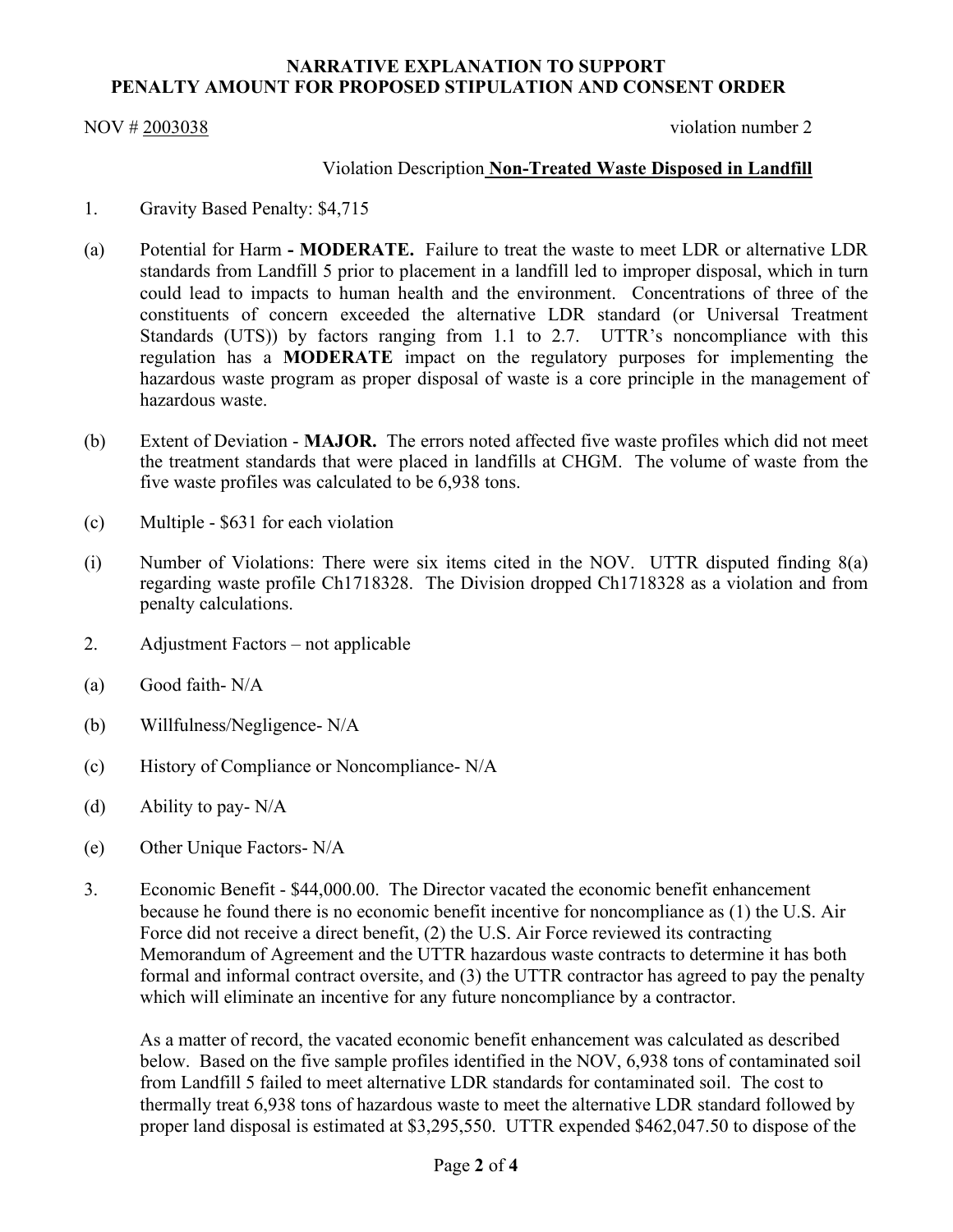**NARRATIVE EXPLANATION TO SUPPORT**
**PENALTY AMOUNT FOR PROPOSED STIPULATION AND CONSENT ORDER**

NOV # 2003038 violation number 2

Violation Description **Non-Treated Waste Disposed in Landfill**

1. Gravity Based Penalty: $4,715

(a) Potential for Harm **- MODERATE.** Failure to treat the waste to meet LDR or alternative LDR standards from Landfill 5 prior to placement in a landfill led to improper disposal, which in turn could lead to impacts to human health and the environment. Concentrations of three of the constituents of concern exceeded the alternative LDR standard (or Universal Treatment Standards (UTS)) by factors ranging from 1.1 to 2.7. UTTR's noncompliance with this regulation has a **MODERATE** impact on the regulatory purposes for implementing the hazardous waste program as proper disposal of waste is a core principle in the management of hazardous waste.

(b) Extent of Deviation - **MAJOR.** The errors noted affected five waste profiles which did not meet the treatment standards that were placed in landfills at CHGM. The volume of waste from the five waste profiles was calculated to be 6,938 tons.

(c) Multiple - $631 for each violation

(i) Number of Violations: There were six items cited in the NOV. UTTR disputed finding 8(a) regarding waste profile Ch1718328. The Division dropped Ch1718328 as a violation and from penalty calculations.

2. Adjustment Factors – not applicable

(a) Good faith- N/A

(b) Willfulness/Negligence- N/A

(c) History of Compliance or Noncompliance- N/A

(d) Ability to pay- N/A

(e) Other Unique Factors- N/A

3. Economic Benefit - $44,000.00. The Director vacated the economic benefit enhancement because he found there is no economic benefit incentive for noncompliance as (1) the U.S. Air Force did not receive a direct benefit, (2) the U.S. Air Force reviewed its contracting Memorandum of Agreement and the UTTR hazardous waste contracts to determine it has both formal and informal contract oversite, and (3) the UTTR contractor has agreed to pay the penalty which will eliminate an incentive for any future noncompliance by a contractor.

   As a matter of record, the vacated economic benefit enhancement was calculated as described below. Based on the five sample profiles identified in the NOV, 6,938 tons of contaminated soil from Landfill 5 failed to meet alternative LDR standards for contaminated soil. The cost to thermally treat 6,938 tons of hazardous waste to meet the alternative LDR standard followed by proper land disposal is estimated at $3,295,550. UTTR expended $462,047.50 to dispose of the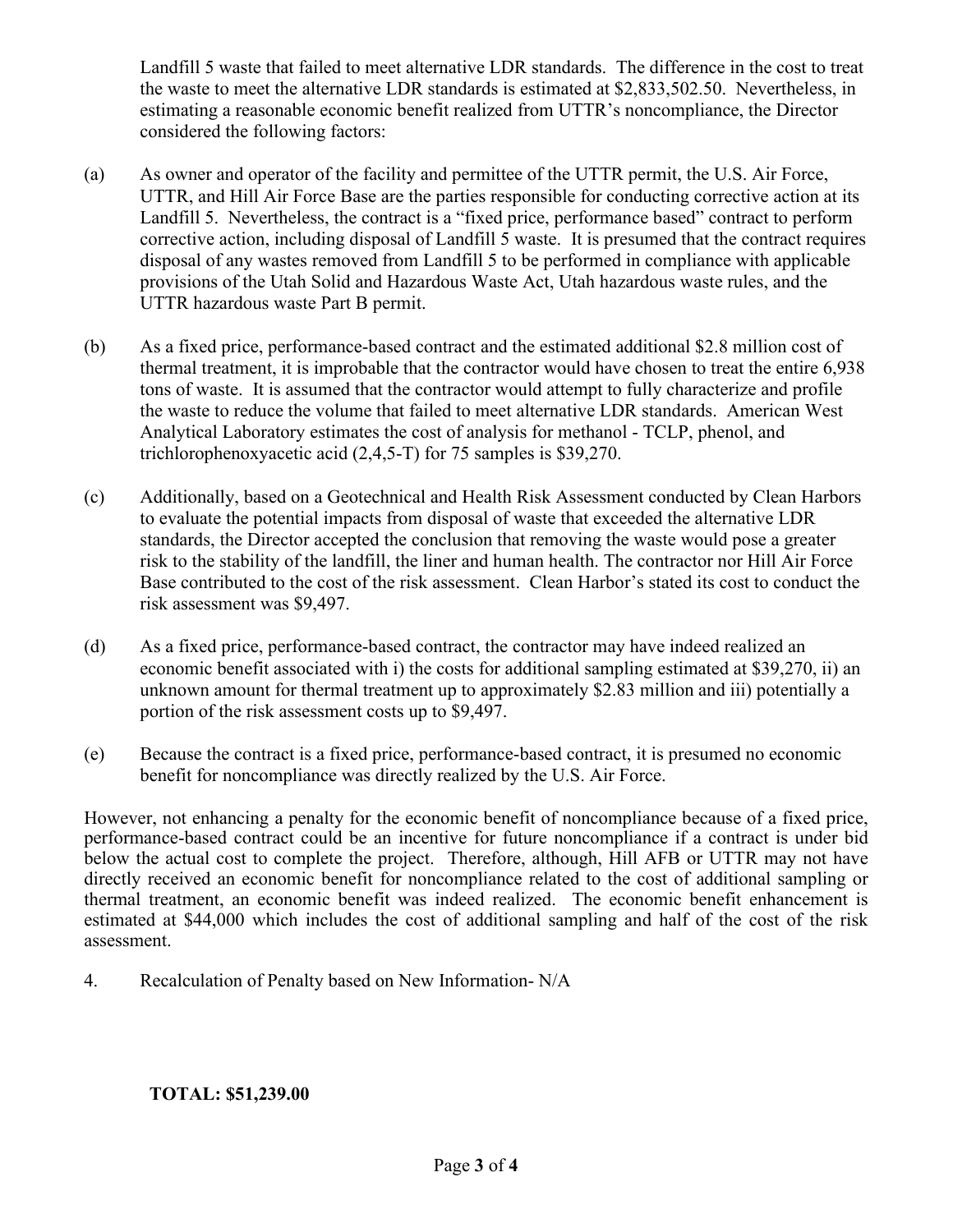Landfill 5 waste that failed to meet alternative LDR standards. The difference in the cost to treat the waste to meet the alternative LDR standards is estimated at $2,833,502.50. Nevertheless, in estimating a reasonable economic benefit realized from UTTR's noncompliance, the Director considered the following factors:

(a) As owner and operator of the facility and permittee of the UTTR permit, the U.S. Air Force, UTTR, and Hill Air Force Base are the parties responsible for conducting corrective action at its Landfill 5. Nevertheless, the contract is a "fixed price, performance based" contract to perform corrective action, including disposal of Landfill 5 waste. It is presumed that the contract requires disposal of any wastes removed from Landfill 5 to be performed in compliance with applicable provisions of the Utah Solid and Hazardous Waste Act, Utah hazardous waste rules, and the UTTR hazardous waste Part B permit.

(b) As a fixed price, performance-based contract and the estimated additional $2.8 million cost of thermal treatment, it is improbable that the contractor would have chosen to treat the entire 6,938 tons of waste. It is assumed that the contractor would attempt to fully characterize and profile the waste to reduce the volume that failed to meet alternative LDR standards. American West Analytical Laboratory estimates the cost of analysis for methanol - TCLP, phenol, and trichlorophenoxyacetic acid (2,4,5-T) for 75 samples is $39,270.

(c) Additionally, based on a Geotechnical and Health Risk Assessment conducted by Clean Harbors to evaluate the potential impacts from disposal of waste that exceeded the alternative LDR standards, the Director accepted the conclusion that removing the waste would pose a greater risk to the stability of the landfill, the liner and human health. The contractor nor Hill Air Force Base contributed to the cost of the risk assessment. Clean Harbor's stated its cost to conduct the risk assessment was $9,497.

(d) As a fixed price, performance-based contract, the contractor may have indeed realized an economic benefit associated with i) the costs for additional sampling estimated at $39,270, ii) an unknown amount for thermal treatment up to approximately $2.83 million and iii) potentially a portion of the risk assessment costs up to $9,497.

(e) Because the contract is a fixed price, performance-based contract, it is presumed no economic benefit for noncompliance was directly realized by the U.S. Air Force.

However, not enhancing a penalty for the economic benefit of noncompliance because of a fixed price, performance-based contract could be an incentive for future noncompliance if a contract is under bid below the actual cost to complete the project. Therefore, although, Hill AFB or UTTR may not have directly received an economic benefit for noncompliance related to the cost of additional sampling or thermal treatment, an economic benefit was indeed realized. The economic benefit enhancement is estimated at $44,000 which includes the cost of additional sampling and half of the cost of the risk assessment.

4. Recalculation of Penalty based on New Information- N/A

**TOTAL: $51,239.00**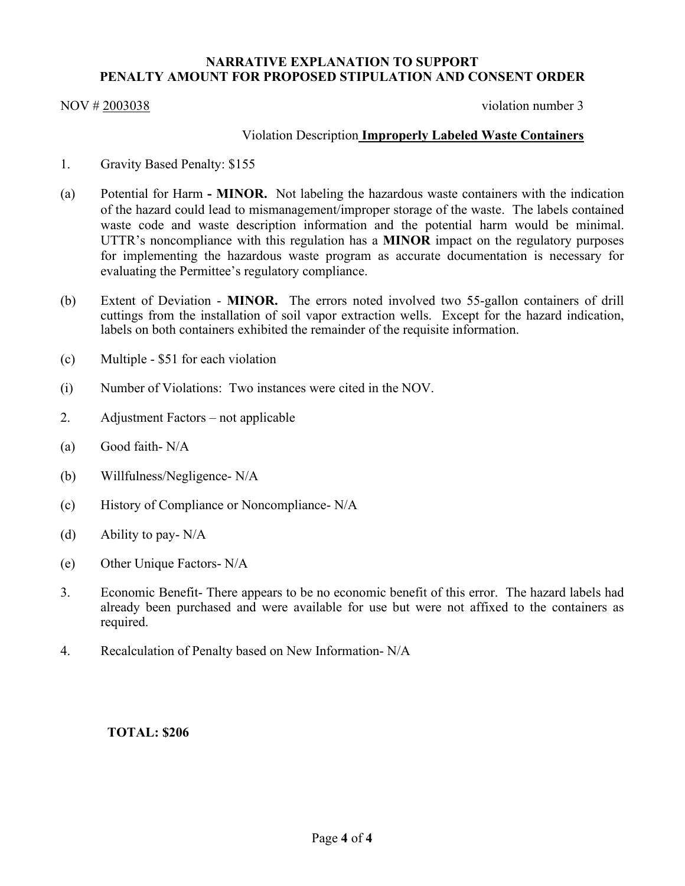**NARRATIVE EXPLANATION TO SUPPORT PENALTY AMOUNT FOR PROPOSED STIPULATION AND CONSENT ORDER**

NOV # 2003038 violation number 3

Violation Description **Improperly Labeled Waste Containers**

1. Gravity Based Penalty: $155

(a) Potential for Harm **- MINOR.** Not labeling the hazardous waste containers with the indication of the hazard could lead to mismanagement/improper storage of the waste. The labels contained waste code and waste description information and the potential harm would be minimal. UTTR's noncompliance with this regulation has a **MINOR** impact on the regulatory purposes for implementing the hazardous waste program as accurate documentation is necessary for evaluating the Permittee's regulatory compliance.

(b) Extent of Deviation - **MINOR.** The errors noted involved two 55-gallon containers of drill cuttings from the installation of soil vapor extraction wells. Except for the hazard indication, labels on both containers exhibited the remainder of the requisite information.

(c) Multiple - $51 for each violation

(i) Number of Violations: Two instances were cited in the NOV.

2. Adjustment Factors – not applicable

(a) Good faith- N/A

(b) Willfulness/Negligence- N/A

(c) History of Compliance or Noncompliance- N/A

(d) Ability to pay- N/A

(e) Other Unique Factors- N/A

3. Economic Benefit- There appears to be no economic benefit of this error. The hazard labels had already been purchased and were available for use but were not affixed to the containers as required.

4. Recalculation of Penalty based on New Information- N/A

**TOTAL: $206**